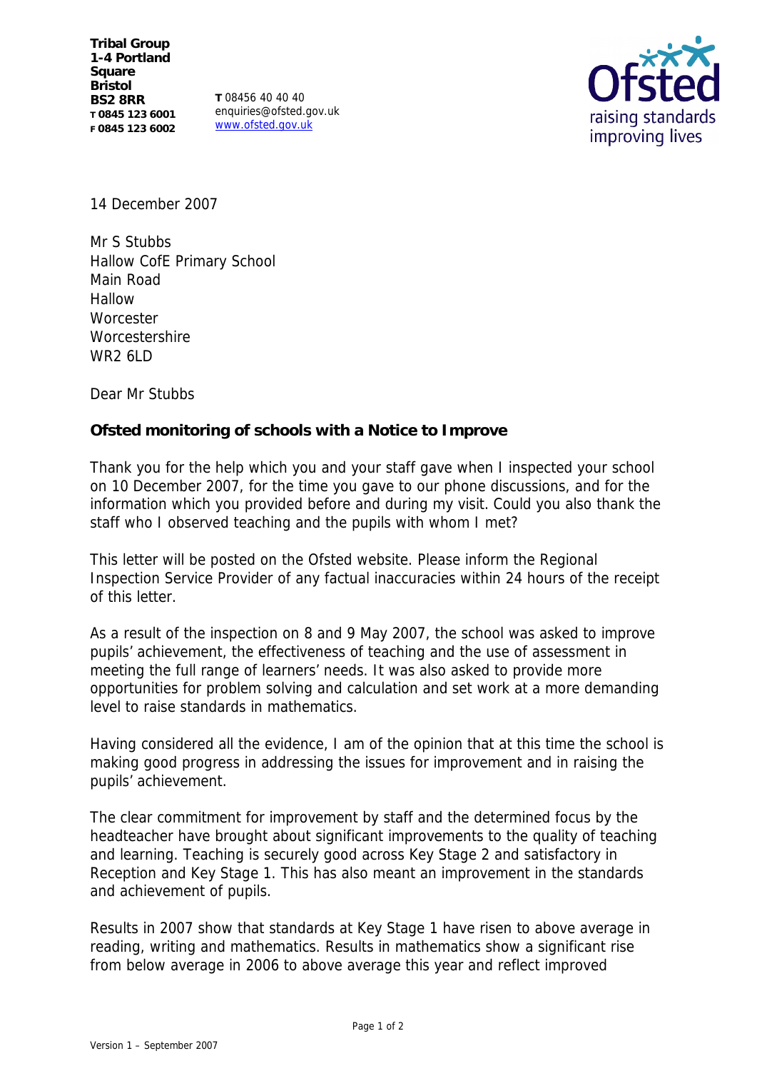**Tribal Group**
**1-4 Portland Square**
**Bristol**
**BS2 8RR**
**T 0845 123 6001**
**F 0845 123 6002**

**T** 08456 40 40 40
enquiries@ofsted.gov.uk
www.ofsted.gov.uk

Ofsted
raising standards
improving lives

14 December 2007

Mr S Stubbs
Hallow CofE Primary School
Main Road
Hallow
Worcester
Worcestershire
WR2 6LD

Dear Mr Stubbs

**Ofsted monitoring of schools with a Notice to Improve**

Thank you for the help which you and your staff gave when I inspected your school on 10 December 2007, for the time you gave to our phone discussions, and for the information which you provided before and during my visit. Could you also thank the staff who I observed teaching and the pupils with whom I met?

This letter will be posted on the Ofsted website. Please inform the Regional Inspection Service Provider of any factual inaccuracies within 24 hours of the receipt of this letter.

As a result of the inspection on 8 and 9 May 2007, the school was asked to improve pupils' achievement, the effectiveness of teaching and the use of assessment in meeting the full range of learners' needs. It was also asked to provide more opportunities for problem solving and calculation and set work at a more demanding level to raise standards in mathematics.

Having considered all the evidence, I am of the opinion that at this time the school is making good progress in addressing the issues for improvement and in raising the pupils' achievement.

The clear commitment for improvement by staff and the determined focus by the headteacher have brought about significant improvements to the quality of teaching and learning. Teaching is securely good across Key Stage 2 and satisfactory in Reception and Key Stage 1. This has also meant an improvement in the standards and achievement of pupils.

Results in 2007 show that standards at Key Stage 1 have risen to above average in reading, writing and mathematics. Results in mathematics show a significant rise from below average in 2006 to above average this year and reflect improved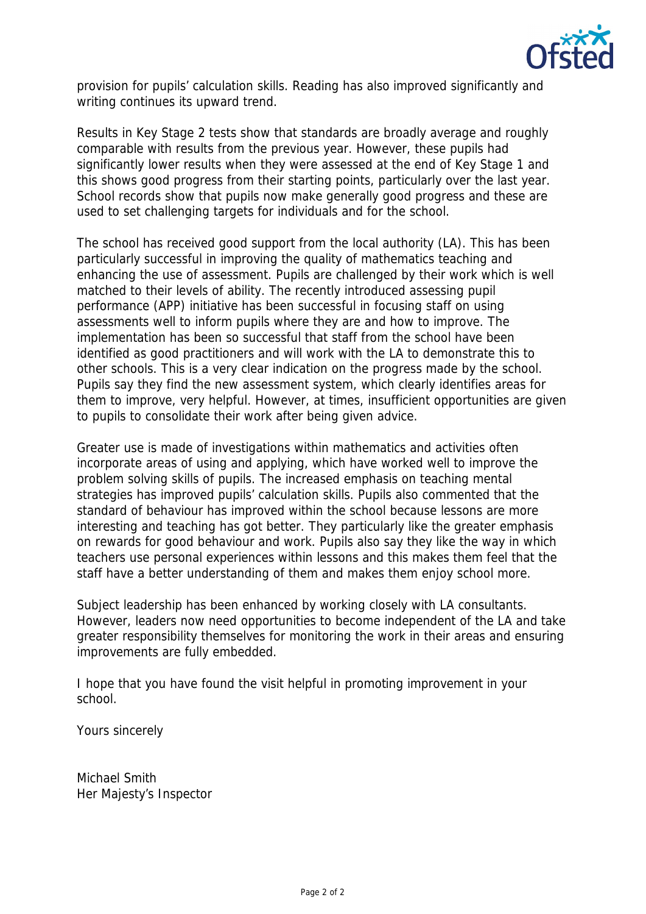provision for pupils' calculation skills. Reading has also improved significantly and writing continues its upward trend.

Results in Key Stage 2 tests show that standards are broadly average and roughly comparable with results from the previous year. However, these pupils had significantly lower results when they were assessed at the end of Key Stage 1 and this shows good progress from their starting points, particularly over the last year. School records show that pupils now make generally good progress and these are used to set challenging targets for individuals and for the school.

The school has received good support from the local authority (LA). This has been particularly successful in improving the quality of mathematics teaching and enhancing the use of assessment. Pupils are challenged by their work which is well matched to their levels of ability. The recently introduced assessing pupil performance (APP) initiative has been successful in focusing staff on using assessments well to inform pupils where they are and how to improve. The implementation has been so successful that staff from the school have been identified as good practitioners and will work with the LA to demonstrate this to other schools. This is a very clear indication on the progress made by the school. Pupils say they find the new assessment system, which clearly identifies areas for them to improve, very helpful. However, at times, insufficient opportunities are given to pupils to consolidate their work after being given advice.

Greater use is made of investigations within mathematics and activities often incorporate areas of using and applying, which have worked well to improve the problem solving skills of pupils. The increased emphasis on teaching mental strategies has improved pupils' calculation skills. Pupils also commented that the standard of behaviour has improved within the school because lessons are more interesting and teaching has got better. They particularly like the greater emphasis on rewards for good behaviour and work. Pupils also say they like the way in which teachers use personal experiences within lessons and this makes them feel that the staff have a better understanding of them and makes them enjoy school more.

Subject leadership has been enhanced by working closely with LA consultants. However, leaders now need opportunities to become independent of the LA and take greater responsibility themselves for monitoring the work in their areas and ensuring improvements are fully embedded.

I hope that you have found the visit helpful in promoting improvement in your school.

Yours sincerely

Michael Smith
Her Majesty's Inspector